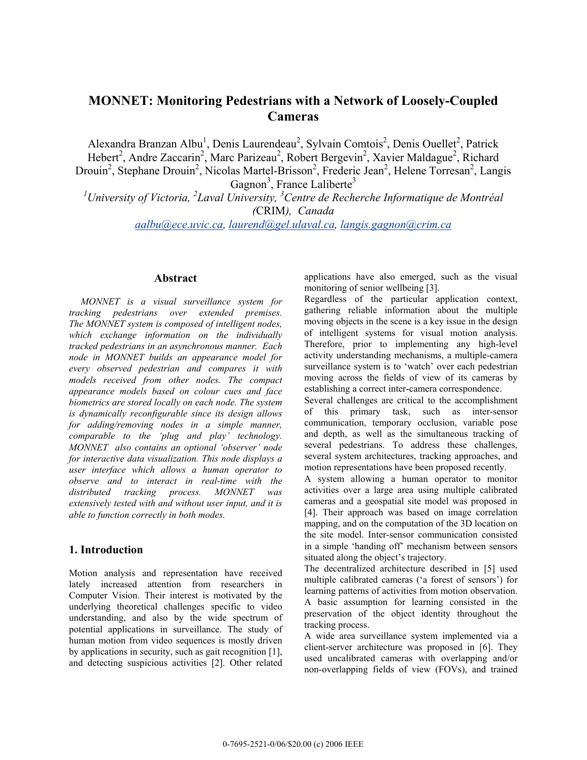# MONNET: Monitoring Pedestrians with a Network of Loosely-Coupled Cameras

Alexandra Branzan Albu[1], Denis Laurendeau[2], Sylvain Comtois[2], Denis Ouellet[2], Patrick Hebert[2], Andre Zaccarin[2], Marc Parizeau[2], Robert Bergevin[2], Xavier Maldague[2], Richard Drouin[2], Stephane Drouin[2], Nicolas Martel-Brisson[2], Frederic Jean[2], Helene Torresan[2], Langis Gagnon[3], France Laliberte[3]

[1]*University of Victoria,* [2]*Laval University,* [3]*Centre de Recherche Informatique de Montréal (*CRIM*), Canada*

aalbu@ece.uvic.ca, laurend@gel.ulaval.ca, langis.gagnon@crim.ca

## Abstract

*MONNET is a visual surveillance system for tracking pedestrians over extended premises. The MONNET system is composed of intelligent nodes, which exchange information on the individually tracked pedestrians in an asynchronous manner. Each node in MONNET builds an appearance model for every observed pedestrian and compares it with models received from other nodes. The compact appearance models based on colour cues and face biometrics are stored locally on each node. The system is dynamically reconfigurable since its design allows for adding/removing nodes in a simple manner, comparable to the 'plug and play' technology. MONNET also contains an optional 'observer' node for interactive data visualization. This node displays a user interface which allows a human operator to observe and to interact in real-time with the distributed tracking process. MONNET was extensively tested with and without user input, and it is able to function correctly in both modes.*

## 1. Introduction

Motion analysis and representation have received lately increased attention from researchers in Computer Vision. Their interest is motivated by the underlying theoretical challenges specific to video understanding, and also by the wide spectrum of potential applications in surveillance. The study of human motion from video sequences is mostly driven by applications in security, such as gait recognition [1], and detecting suspicious activities [2]. Other related applications have also emerged, such as the visual monitoring of senior wellbeing [3].

Regardless of the particular application context, gathering reliable information about the multiple moving objects in the scene is a key issue in the design of intelligent systems for visual motion analysis. Therefore, prior to implementing any high-level activity understanding mechanisms, a multiple-camera surveillance system is to 'watch' over each pedestrian moving across the fields of view of its cameras by establishing a correct inter-camera correspondence.

Several challenges are critical to the accomplishment of this primary task, such as inter-sensor communication, temporary occlusion, variable pose and depth, as well as the simultaneous tracking of several pedestrians. To address these challenges, several system architectures, tracking approaches, and motion representations have been proposed recently.

A system allowing a human operator to monitor activities over a large area using multiple calibrated cameras and a geospatial site model was proposed in [4]. Their approach was based on image correlation mapping, and on the computation of the 3D location on the site model. Inter-sensor communication consisted in a simple 'handing off' mechanism between sensors situated along the object's trajectory.

The decentralized architecture described in [5] used multiple calibrated cameras ('a forest of sensors') for learning patterns of activities from motion observation. A basic assumption for learning consisted in the preservation of the object identity throughout the tracking process.

A wide area surveillance system implemented via a client-server architecture was proposed in [6]. They used uncalibrated cameras with overlapping and/or non-overlapping fields of view (FOVs), and trained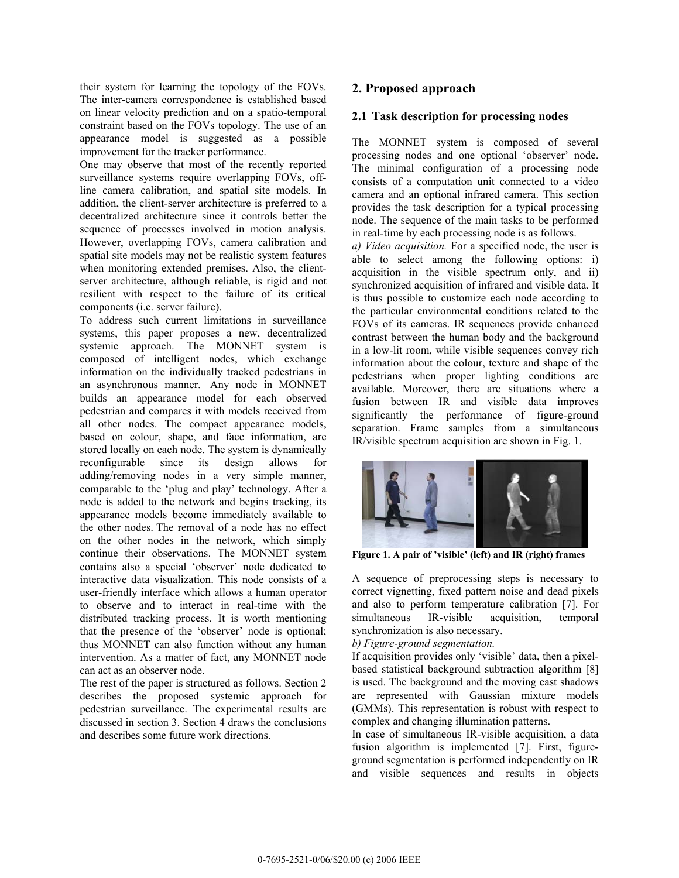their system for learning the topology of the FOVs. The inter-camera correspondence is established based on linear velocity prediction and on a spatio-temporal constraint based on the FOVs topology. The use of an appearance model is suggested as a possible improvement for the tracker performance.

One may observe that most of the recently reported surveillance systems require overlapping FOVs, off-line camera calibration, and spatial site models. In addition, the client-server architecture is preferred to a decentralized architecture since it controls better the sequence of processes involved in motion analysis. However, overlapping FOVs, camera calibration and spatial site models may not be realistic system features when monitoring extended premises. Also, the client-server architecture, although reliable, is rigid and not resilient with respect to the failure of its critical components (i.e. server failure).

To address such current limitations in surveillance systems, this paper proposes a new, decentralized systemic approach. The MONNET system is composed of intelligent nodes, which exchange information on the individually tracked pedestrians in an asynchronous manner. Any node in MONNET builds an appearance model for each observed pedestrian and compares it with models received from all other nodes. The compact appearance models, based on colour, shape, and face information, are stored locally on each node. The system is dynamically reconfigurable since its design allows for adding/removing nodes in a very simple manner, comparable to the 'plug and play' technology. After a node is added to the network and begins tracking, its appearance models become immediately available to the other nodes. The removal of a node has no effect on the other nodes in the network, which simply continue their observations. The MONNET system contains also a special 'observer' node dedicated to interactive data visualization. This node consists of a user-friendly interface which allows a human operator to observe and to interact in real-time with the distributed tracking process. It is worth mentioning that the presence of the 'observer' node is optional; thus MONNET can also function without any human intervention. As a matter of fact, any MONNET node can act as an observer node.

The rest of the paper is structured as follows. Section 2 describes the proposed systemic approach for pedestrian surveillance. The experimental results are discussed in section 3. Section 4 draws the conclusions and describes some future work directions.

## 2. Proposed approach

### 2.1 Task description for processing nodes

The MONNET system is composed of several processing nodes and one optional 'observer' node. The minimal configuration of a processing node consists of a computation unit connected to a video camera and an optional infrared camera. This section provides the task description for a typical processing node. The sequence of the main tasks to be performed in real-time by each processing node is as follows.

*a) Video acquisition.* For a specified node, the user is able to select among the following options: i) acquisition in the visible spectrum only, and ii) synchronized acquisition of infrared and visible data. It is thus possible to customize each node according to the particular environmental conditions related to the FOVs of its cameras. IR sequences provide enhanced contrast between the human body and the background in a low-lit room, while visible sequences convey rich information about the colour, texture and shape of the pedestrians when proper lighting conditions are available. Moreover, there are situations where a fusion between IR and visible data improves significantly the performance of figure-ground separation. Frame samples from a simultaneous IR/visible spectrum acquisition are shown in Fig. 1.

**Figure 1. A pair of 'visible' (left) and IR (right) frames**

A sequence of preprocessing steps is necessary to correct vignetting, fixed pattern noise and dead pixels and also to perform temperature calibration [7]. For simultaneous IR-visible acquisition, temporal synchronization is also necessary.

*b) Figure-ground segmentation.*

If acquisition provides only 'visible' data, then a pixel-based statistical background subtraction algorithm [8] is used. The background and the moving cast shadows are represented with Gaussian mixture models (GMMs). This representation is robust with respect to complex and changing illumination patterns.

In case of simultaneous IR-visible acquisition, a data fusion algorithm is implemented [7]. First, figure-ground segmentation is performed independently on IR and visible sequences and results in objects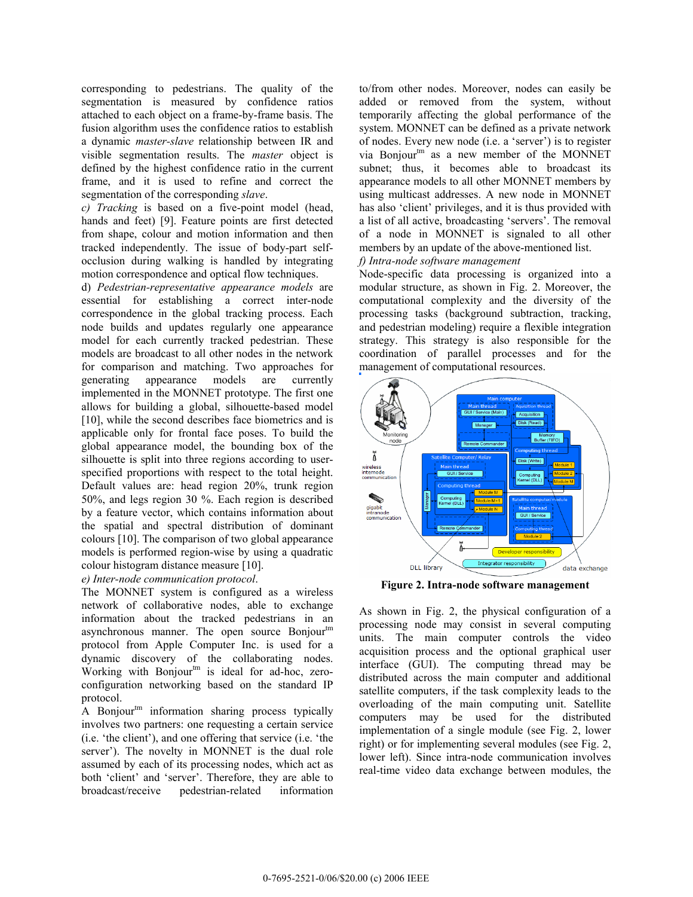corresponding to pedestrians. The quality of the segmentation is measured by confidence ratios attached to each object on a frame-by-frame basis. The fusion algorithm uses the confidence ratios to establish a dynamic *master-slave* relationship between IR and visible segmentation results. The *master* object is defined by the highest confidence ratio in the current frame, and it is used to refine and correct the segmentation of the corresponding *slave*.

c) *Tracking* is based on a five-point model (head, hands and feet) [9]. Feature points are first detected from shape, colour and motion information and then tracked independently. The issue of body-part self-occlusion during walking is handled by integrating motion correspondence and optical flow techniques.

d) *Pedestrian-representative appearance models* are essential for establishing a correct inter-node correspondence in the global tracking process. Each node builds and updates regularly one appearance model for each currently tracked pedestrian. These models are broadcast to all other nodes in the network for comparison and matching. Two approaches for generating appearance models are currently implemented in the MONNET prototype. The first one allows for building a global, silhouette-based model [10], while the second describes face biometrics and is applicable only for frontal face poses. To build the global appearance model, the bounding box of the silhouette is split into three regions according to user-specified proportions with respect to the total height. Default values are: head region 20%, trunk region 50%, and legs region 30 %. Each region is described by a feature vector, which contains information about the spatial and spectral distribution of dominant colours [10]. The comparison of two global appearance models is performed region-wise by using a quadratic colour histogram distance measure [10].

*e) Inter-node communication protocol*.

The MONNET system is configured as a wireless network of collaborative nodes, able to exchange information about the tracked pedestrians in an asynchronous manner. The open source Bonjour[tm] protocol from Apple Computer Inc. is used for a dynamic discovery of the collaborating nodes. Working with Bonjour[tm] is ideal for ad-hoc, zero-configuration networking based on the standard IP protocol.

A Bonjour[tm] information sharing process typically involves two partners: one requesting a certain service (i.e. 'the client'), and one offering that service (i.e. 'the server'). The novelty in MONNET is the dual role assumed by each of its processing nodes, which act as both 'client' and 'server'. Therefore, they are able to broadcast/receive pedestrian-related information to/from other nodes. Moreover, nodes can easily be added or removed from the system, without temporarily affecting the global performance of the system. MONNET can be defined as a private network of nodes. Every new node (i.e. a 'server') is to register via Bonjour[tm] as a new member of the MONNET subnet; thus, it becomes able to broadcast its appearance models to all other MONNET members by using multicast addresses. A new node in MONNET has also 'client' privileges, and it is thus provided with a list of all active, broadcasting 'servers'. The removal of a node in MONNET is signaled to all other members by an update of the above-mentioned list.

*f) Intra-node software management*

Node-specific data processing is organized into a modular structure, as shown in Fig. 2. Moreover, the computational complexity and the diversity of the processing tasks (background subtraction, tracking, and pedestrian modeling) require a flexible integration strategy. This strategy is also responsible for the coordination of parallel processes and for the management of computational resources.

**Figure 2. Intra-node software management**

As shown in Fig. 2, the physical configuration of a processing node may consist in several computing units. The main computer controls the video acquisition process and the optional graphical user interface (GUI). The computing thread may be distributed across the main computer and additional satellite computers, if the task complexity leads to the overloading of the main computing unit. Satellite computers may be used for the distributed implementation of a single module (see Fig. 2, lower right) or for implementing several modules (see Fig. 2, lower left). Since intra-node communication involves real-time video data exchange between modules, the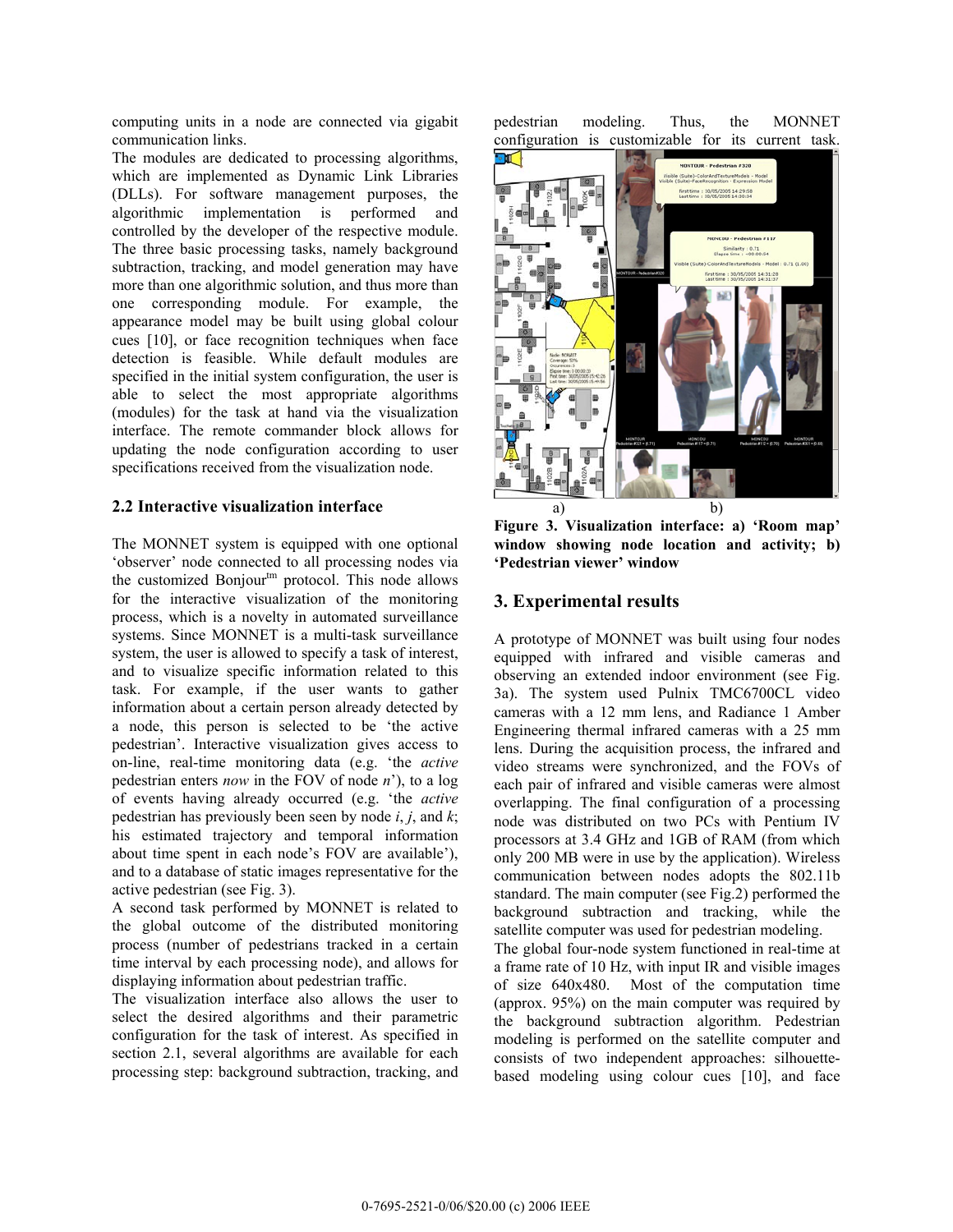computing units in a node are connected via gigabit communication links.

The modules are dedicated to processing algorithms, which are implemented as Dynamic Link Libraries (DLLs). For software management purposes, the algorithmic implementation is performed and controlled by the developer of the respective module. The three basic processing tasks, namely background subtraction, tracking, and model generation may have more than one algorithmic solution, and thus more than one corresponding module. For example, the appearance model may be built using global colour cues [10], or face recognition techniques when face detection is feasible. While default modules are specified in the initial system configuration, the user is able to select the most appropriate algorithms (modules) for the task at hand via the visualization interface. The remote commander block allows for updating the node configuration according to user specifications received from the visualization node.

### 2.2 Interactive visualization interface

The MONNET system is equipped with one optional 'observer' node connected to all processing nodes via the customized Bonjour[tm] protocol. This node allows for the interactive visualization of the monitoring process, which is a novelty in automated surveillance systems. Since MONNET is a multi-task surveillance system, the user is allowed to specify a task of interest, and to visualize specific information related to this task. For example, if the user wants to gather information about a certain person already detected by a node, this person is selected to be 'the active pedestrian'. Interactive visualization gives access to on-line, real-time monitoring data (e.g. 'the *active* pedestrian enters *now* in the FOV of node *n*'), to a log of events having already occurred (e.g. 'the *active* pedestrian has previously been seen by node *i*, *j*, and *k*; his estimated trajectory and temporal information about time spent in each node's FOV are available'), and to a database of static images representative for the active pedestrian (see Fig. 3).

A second task performed by MONNET is related to the global outcome of the distributed monitoring process (number of pedestrians tracked in a certain time interval by each processing node), and allows for displaying information about pedestrian traffic.

The visualization interface also allows the user to select the desired algorithms and their parametric configuration for the task of interest. As specified in section 2.1, several algorithms are available for each processing step: background subtraction, tracking, and pedestrian modeling. Thus, the MONNET configuration is customizable for its current task.

**Figure 3. Visualization interface: a) 'Room map' window showing node location and activity; b) 'Pedestrian viewer' window**

## 3. Experimental results

A prototype of MONNET was built using four nodes equipped with infrared and visible cameras and observing an extended indoor environment (see Fig. 3a). The system used Pulnix TMC6700CL video cameras with a 12 mm lens, and Radiance 1 Amber Engineering thermal infrared cameras with a 25 mm lens. During the acquisition process, the infrared and video streams were synchronized, and the FOVs of each pair of infrared and visible cameras were almost overlapping. The final configuration of a processing node was distributed on two PCs with Pentium IV processors at 3.4 GHz and 1GB of RAM (from which only 200 MB were in use by the application). Wireless communication between nodes adopts the 802.11b standard. The main computer (see Fig.2) performed the background subtraction and tracking, while the satellite computer was used for pedestrian modeling.

The global four-node system functioned in real-time at a frame rate of 10 Hz, with input IR and visible images of size 640x480. Most of the computation time (approx. 95%) on the main computer was required by the background subtraction algorithm. Pedestrian modeling is performed on the satellite computer and consists of two independent approaches: silhouette-based modeling using colour cues [10], and face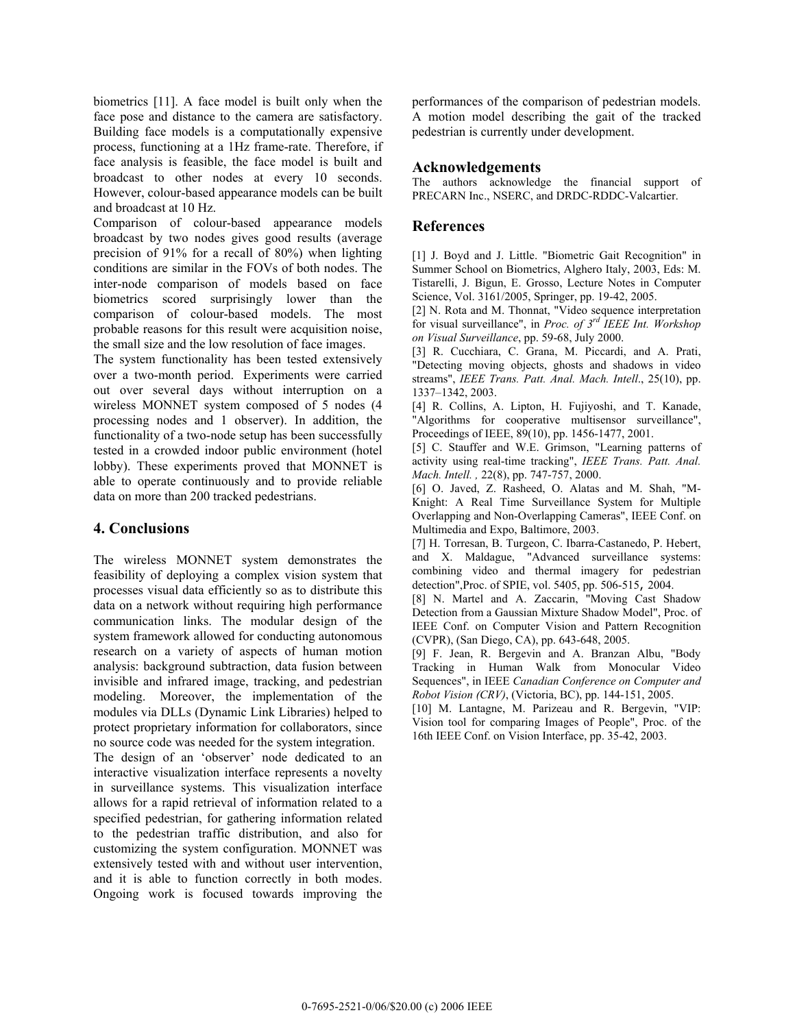biometrics [11]. A face model is built only when the face pose and distance to the camera are satisfactory. Building face models is a computationally expensive process, functioning at a 1Hz frame-rate. Therefore, if face analysis is feasible, the face model is built and broadcast to other nodes at every 10 seconds. However, colour-based appearance models can be built and broadcast at 10 Hz.

Comparison of colour-based appearance models broadcast by two nodes gives good results (average precision of 91% for a recall of 80%) when lighting conditions are similar in the FOVs of both nodes. The inter-node comparison of models based on face biometrics scored surprisingly lower than the comparison of colour-based models. The most probable reasons for this result were acquisition noise, the small size and the low resolution of face images.

The system functionality has been tested extensively over a two-month period. Experiments were carried out over several days without interruption on a wireless MONNET system composed of 5 nodes (4 processing nodes and 1 observer). In addition, the functionality of a two-node setup has been successfully tested in a crowded indoor public environment (hotel lobby). These experiments proved that MONNET is able to operate continuously and to provide reliable data on more than 200 tracked pedestrians.

## 4. Conclusions

The wireless MONNET system demonstrates the feasibility of deploying a complex vision system that processes visual data efficiently so as to distribute this data on a network without requiring high performance communication links. The modular design of the system framework allowed for conducting autonomous research on a variety of aspects of human motion analysis: background subtraction, data fusion between invisible and infrared image, tracking, and pedestrian modeling. Moreover, the implementation of the modules via DLLs (Dynamic Link Libraries) helped to protect proprietary information for collaborators, since no source code was needed for the system integration.

The design of an 'observer' node dedicated to an interactive visualization interface represents a novelty in surveillance systems. This visualization interface allows for a rapid retrieval of information related to a specified pedestrian, for gathering information related to the pedestrian traffic distribution, and also for customizing the system configuration. MONNET was extensively tested with and without user intervention, and it is able to function correctly in both modes. Ongoing work is focused towards improving the performances of the comparison of pedestrian models. A motion model describing the gait of the tracked pedestrian is currently under development.

## Acknowledgements

The authors acknowledge the financial support of PRECARN Inc., NSERC, and DRDC-RDDC-Valcartier.

## References

[1] J. Boyd and J. Little. "Biometric Gait Recognition" in Summer School on Biometrics, Alghero Italy, 2003, Eds: M. Tistarelli, J. Bigun, E. Grosso, Lecture Notes in Computer Science, Vol. 3161/2005, Springer, pp. 19-42, 2005.

[2] N. Rota and M. Thonnat, "Video sequence interpretation for visual surveillance", in *Proc. of 3rd IEEE Int. Workshop on Visual Surveillance*, pp. 59-68, July 2000.

[3] R. Cucchiara, C. Grana, M. Piccardi, and A. Prati, "Detecting moving objects, ghosts and shadows in video streams", *IEEE Trans. Patt. Anal. Mach. Intell*., 25(10), pp. 1337–1342, 2003.

[4] R. Collins, A. Lipton, H. Fujiyoshi, and T. Kanade, "Algorithms for cooperative multisensor surveillance", Proceedings of IEEE, 89(10), pp. 1456-1477, 2001.

[5] C. Stauffer and W.E. Grimson, "Learning patterns of activity using real-time tracking", *IEEE Trans. Patt. Anal. Mach. Intell. ,* 22(8), pp. 747-757, 2000.

[6] O. Javed, Z. Rasheed, O. Alatas and M. Shah, "M-Knight: A Real Time Surveillance System for Multiple Overlapping and Non-Overlapping Cameras", IEEE Conf. on Multimedia and Expo, Baltimore, 2003.

[7] H. Torresan, B. Turgeon, C. Ibarra-Castanedo, P. Hebert, and X. Maldague, "Advanced surveillance systems: combining video and thermal imagery for pedestrian detection",Proc. of SPIE, vol. 5405, pp. 506-515, 2004.

[8] N. Martel and A. Zaccarin, "Moving Cast Shadow Detection from a Gaussian Mixture Shadow Model", Proc. of IEEE Conf. on Computer Vision and Pattern Recognition (CVPR), (San Diego, CA), pp. 643-648, 2005.

[9] F. Jean, R. Bergevin and A. Branzan Albu, "Body Tracking in Human Walk from Monocular Video Sequences", in IEEE *Canadian Conference on Computer and Robot Vision (CRV)*, (Victoria, BC), pp. 144-151, 2005.

[10] M. Lantagne, M. Parizeau and R. Bergevin, "VIP: Vision tool for comparing Images of People", Proc. of the 16th IEEE Conf. on Vision Interface, pp. 35-42, 2003.